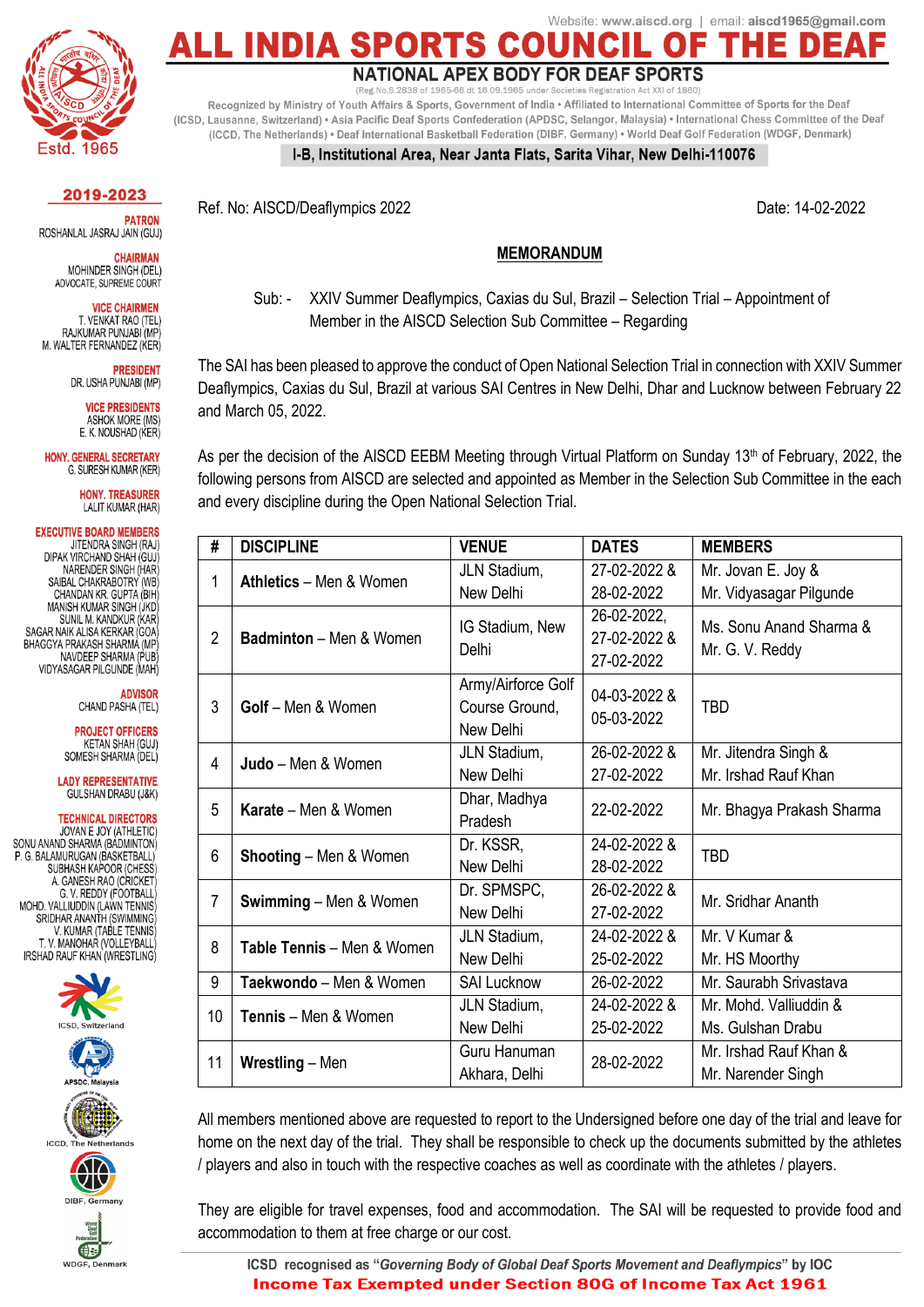Website: www.aiscd.org | email: aiscd1965@gmail.com

# ALL INDIA SPORTS COUNCIL OF THE DEAF

## NATIONAL APEX BODY FOR DEAF SPORTS

(Reg.No.S.2838 of 1965-66 dt 16.09.1965 under Societies Registration Act XXI of 1860)

Recognized by Ministry of Youth Affairs & Sports, Government of India • Affiliated to International Committee of Sports for the Deaf (ICSD, Lausanne, Switzerland) • Asia Pacific Deaf Sports Confederation (APDSC, Selangor, Malaysia) • International Chess Committee of the Deaf (ICCD, The Netherlands) • Deaf International Basketball Federation (DIBF, Germany) • World Deaf Golf Federation (WDGF, Denmark)

I-B, Institutional Area, Near Janta Flats, Sarita Vihar, New Delhi-110076

Estd. 1965

**2019-2023**

**PATRON**
ROSHANLAL JASRAJ JAIN (GUJ)

**CHAIRMAN**
MOHINDER SINGH (DEL)
ADVOCATE, SUPREME COURT

**VICE CHAIRMEN**
T. VENKAT RAO (TEL)
RAJKUMAR PUNJABI (MP)
M. WALTER FERNANDEZ (KER)

**PRESIDENT**
DR. USHA PUNJABI (MP)

**VICE PRESIDENTS**
ASHOK MORE (MS)
E. K. NOUSHAD (KER)

**HONY. GENERAL SECRETARY**
G. SURESH KUMAR (KER)

**HONY. TREASURER**
LALIT KUMAR (HAR)

**EXECUTIVE BOARD MEMBERS**
JITENDRA SINGH (RAJ)
DIPAK VIRCHAND SHAH (GUJ)
NARENDER SINGH (HAR)
SAIBAL CHAKRABOTRY (WB)
CHANDAN KR. GUPTA (BIH)
MANISH KUMAR SINGH (JKD)
SUNIL M. KANDKUR (KAR)
SAGAR NAIK ALISA KERKAR (GOA)
BHAGGYA PRAKASH SHARMA (MP)
NAVDEEP SHARMA (PUB)
VIDYASAGAR PILGUNDE (MAH)

**ADVISOR**
CHAND PASHA (TEL)

**PROJECT OFFICERS**
KETAN SHAH (GUJ)
SOMESH SHARMA (DEL)

**LADY REPRESENTATIVE**
GULSHAN DRABU (J&K)

**TECHNICAL DIRECTORS**
JOVAN E JOY (ATHLETIC)
SONU ANAND SHARMA (BADMINTON)
P. G. BALAMURUGAN (BASKETBALL)
SUBHASH KAPOOR (CHESS)
A. GANESH RAO (CRICKET)
G. V. REDDY (FOOTBALL)
MOHD. VALLIUDDIN (LAWN TENNIS)
SRIDHAR ANANTH (SWIMMING)
V. KUMAR (TABLE TENNIS)
T. V. MANOHAR (VOLLEYBALL)
IRSHAD RAUF KHAN (WRESTLING)

ICSD, Switzerland
APSDC, Malaysia
ICCD, The Netherlands
DIBF, Germany
WDGF, Denmark

Ref. No: AISCD/Deaflympics 2022 Date: 14-02-2022

**MEMORANDUM**

Sub: - XXIV Summer Deaflympics, Caxias du Sul, Brazil – Selection Trial – Appointment of Member in the AISCD Selection Sub Committee – Regarding

The SAI has been pleased to approve the conduct of Open National Selection Trial in connection with XXIV Summer Deaflympics, Caxias du Sul, Brazil at various SAI Centres in New Delhi, Dhar and Lucknow between February 22 and March 05, 2022.

As per the decision of the AISCD EEBM Meeting through Virtual Platform on Sunday 13th of February, 2022, the following persons from AISCD are selected and appointed as Member in the Selection Sub Committee in the each and every discipline during the Open National Selection Trial.

| # | DISCIPLINE | VENUE | DATES | MEMBERS |
|---|---|---|---|---|
| 1 | **Athletics** – Men & Women | JLN Stadium, New Delhi | 27-02-2022 & 28-02-2022 | Mr. Jovan E. Joy & Mr. Vidyasagar Pilgunde |
| 2 | **Badminton** – Men & Women | IG Stadium, New Delhi | 26-02-2022, 27-02-2022 & 27-02-2022 | Ms. Sonu Anand Sharma & Mr. G. V. Reddy |
| 3 | **Golf** – Men & Women | Army/Airforce Golf Course Ground, New Delhi | 04-03-2022 & 05-03-2022 | TBD |
| 4 | **Judo** – Men & Women | JLN Stadium, New Delhi | 26-02-2022 & 27-02-2022 | Mr. Jitendra Singh & Mr. Irshad Rauf Khan |
| 5 | **Karate** – Men & Women | Dhar, Madhya Pradesh | 22-02-2022 | Mr. Bhagya Prakash Sharma |
| 6 | **Shooting** – Men & Women | Dr. KSSR, New Delhi | 24-02-2022 & 28-02-2022 | TBD |
| 7 | **Swimming** – Men & Women | Dr. SPMSPC, New Delhi | 26-02-2022 & 27-02-2022 | Mr. Sridhar Ananth |
| 8 | **Table Tennis** – Men & Women | JLN Stadium, New Delhi | 24-02-2022 & 25-02-2022 | Mr. V Kumar & Mr. HS Moorthy |
| 9 | **Taekwondo** – Men & Women | SAI Lucknow | 26-02-2022 | Mr. Saurabh Srivastava |
| 10 | **Tennis** – Men & Women | JLN Stadium, New Delhi | 24-02-2022 & 25-02-2022 | Mr. Mohd. Valliuddin & Ms. Gulshan Drabu |
| 11 | **Wrestling** – Men | Guru Hanuman Akhara, Delhi | 28-02-2022 | Mr. Irshad Rauf Khan & Mr. Narender Singh |

All members mentioned above are requested to report to the Undersigned before one day of the trial and leave for home on the next day of the trial. They shall be responsible to check up the documents submitted by the athletes / players and also in touch with the respective coaches as well as coordinate with the athletes / players.

They are eligible for travel expenses, food and accommodation. The SAI will be requested to provide food and accommodation to them at free charge or our cost.

ICSD recognised as "*Governing Body of Global Deaf Sports Movement and Deaflympics*" by IOC
**Income Tax Exempted under Section 80G of Income Tax Act 1961**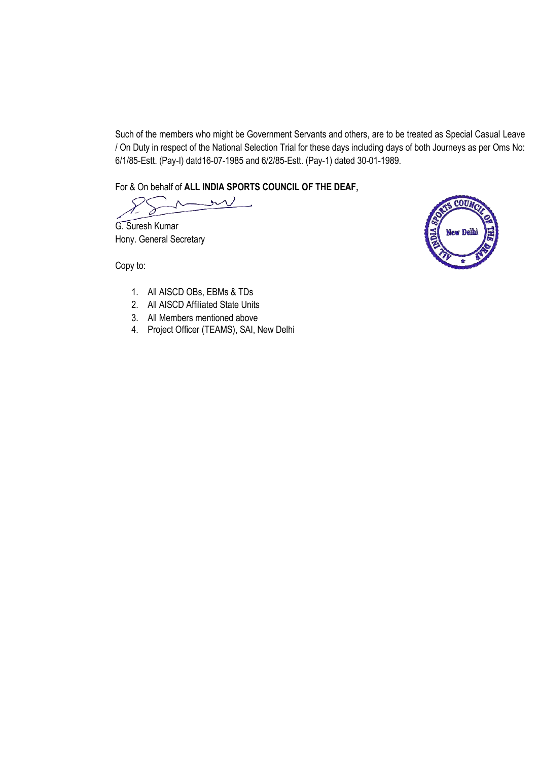Such of the members who might be Government Servants and others, are to be treated as Special Casual Leave / On Duty in respect of the National Selection Trial for these days including days of both Journeys as per Oms No: 6/1/85-Estt. (Pay-I) datd16-07-1985 and 6/2/85-Estt. (Pay-1) dated 30-01-1989.

For & On behalf of **ALL INDIA SPORTS COUNCIL OF THE DEAF,**

G. Suresh Kumar
Hony. General Secretary

Copy to:

1. All AISCD OBs, EBMs & TDs
2. All AISCD Affiliated State Units
3. All Members mentioned above
4. Project Officer (TEAMS), SAI, New Delhi